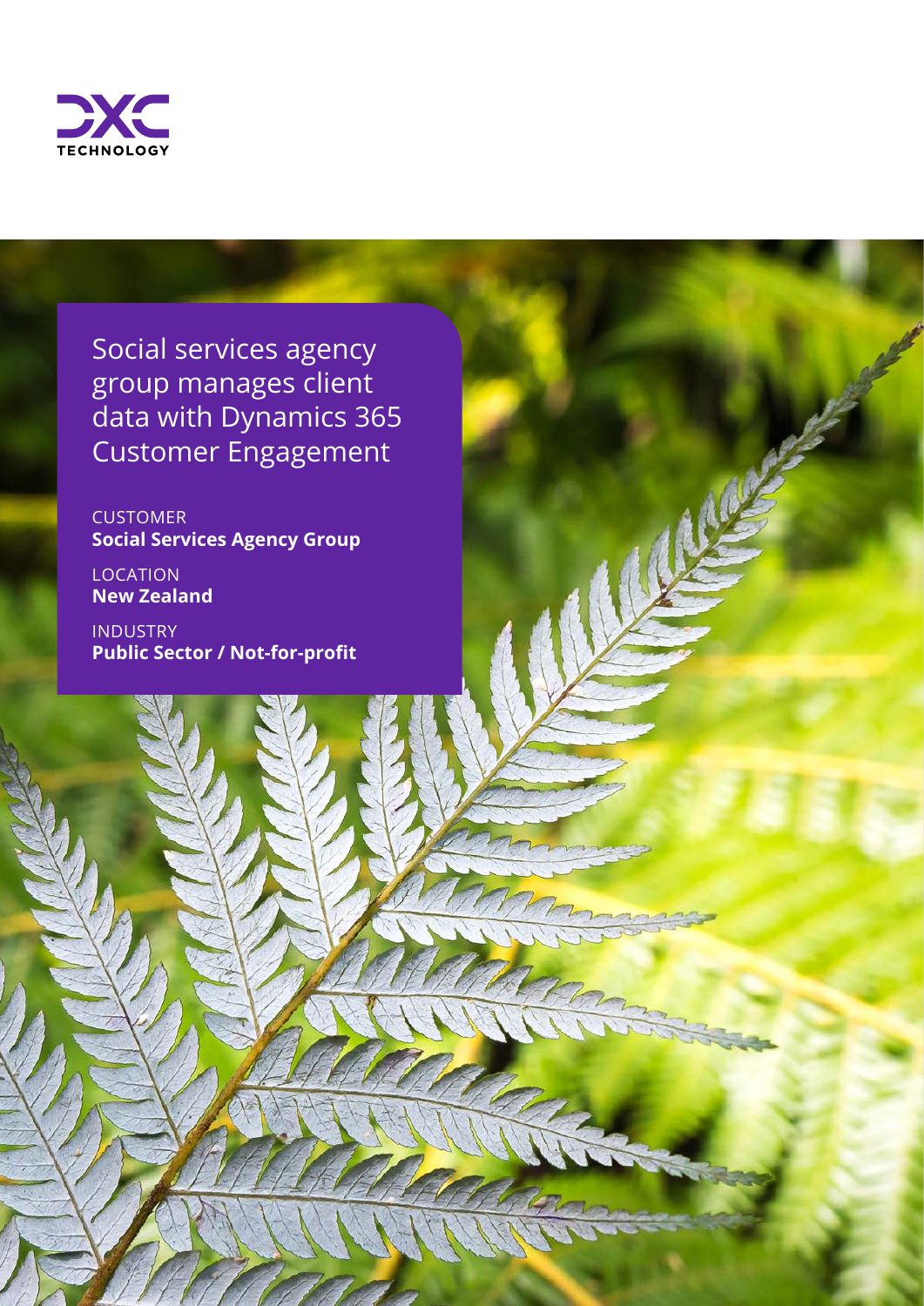# Social services agency group manages client data with Dynamics 365 Customer Engagement

CUSTOMER
**Social Services Agency Group**

LOCATION
**New Zealand**

INDUSTRY
**Public Sector / Not-for-profit**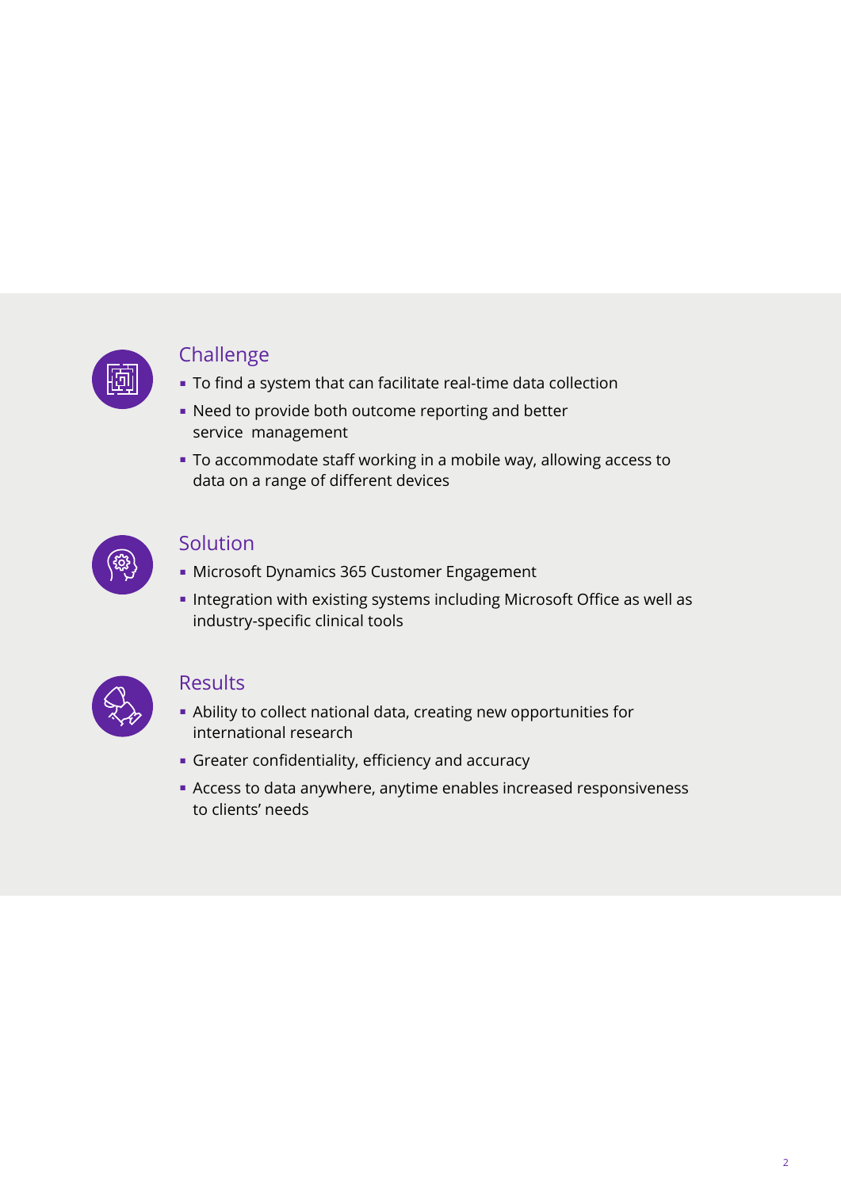## Challenge

- To find a system that can facilitate real-time data collection
- Need to provide both outcome reporting and better service management
- To accommodate staff working in a mobile way, allowing access to data on a range of different devices

## Solution

- Microsoft Dynamics 365 Customer Engagement
- Integration with existing systems including Microsoft Office as well as industry-specific clinical tools

## Results

- Ability to collect national data, creating new opportunities for international research
- Greater confidentiality, efficiency and accuracy
- Access to data anywhere, anytime enables increased responsiveness to clients' needs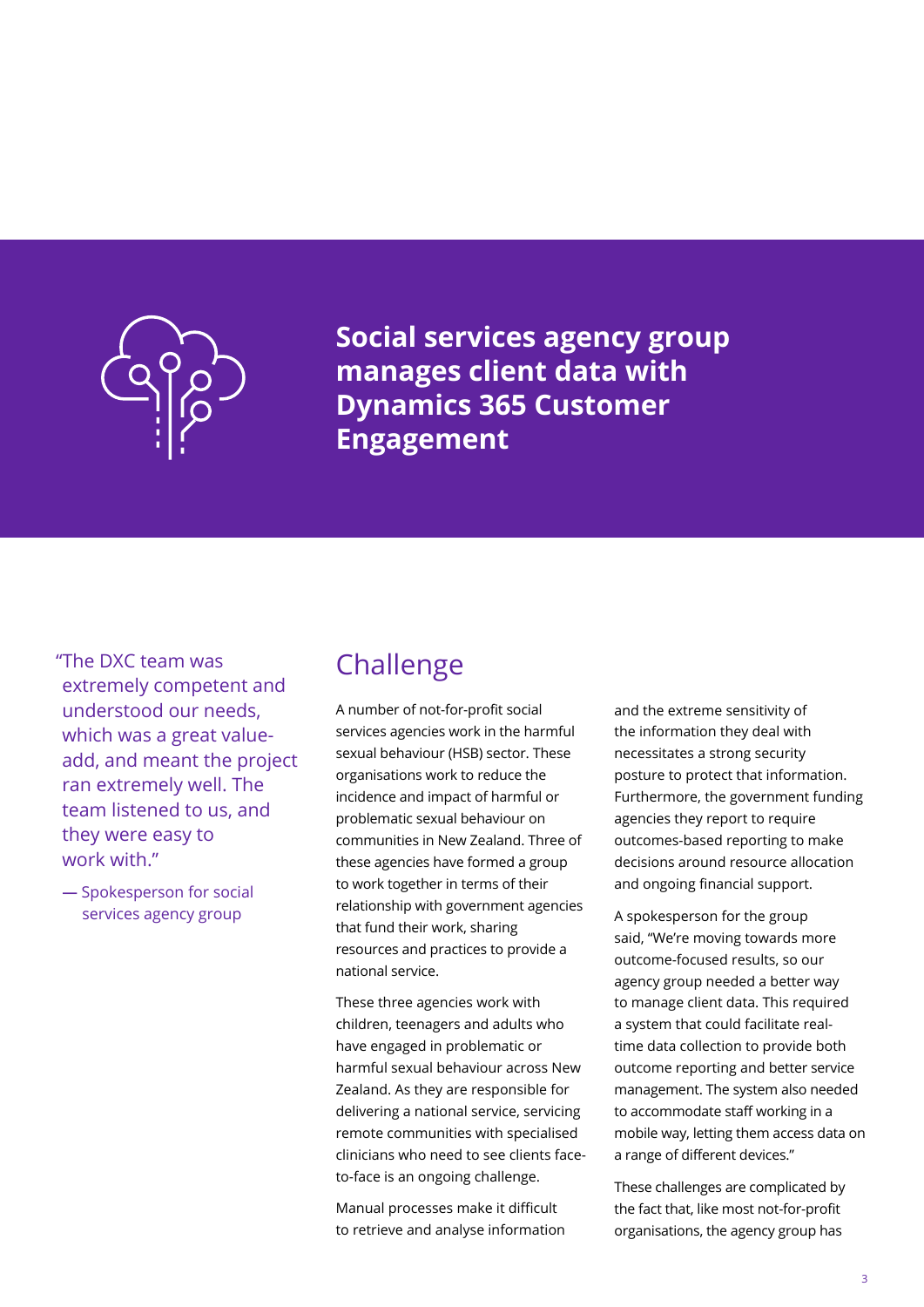# Social services agency group manages client data with Dynamics 365 Customer Engagement

> "The DXC team was extremely competent and understood our needs, which was a great value-add, and meant the project ran extremely well. The team listened to us, and they were easy to work with."
>
> — Spokesperson for social services agency group

## Challenge

A number of not-for-profit social services agencies work in the harmful sexual behaviour (HSB) sector. These organisations work to reduce the incidence and impact of harmful or problematic sexual behaviour on communities in New Zealand. Three of these agencies have formed a group to work together in terms of their relationship with government agencies that fund their work, sharing resources and practices to provide a national service.

These three agencies work with children, teenagers and adults who have engaged in problematic or harmful sexual behaviour across New Zealand. As they are responsible for delivering a national service, servicing remote communities with specialised clinicians who need to see clients face-to-face is an ongoing challenge.

Manual processes make it difficult to retrieve and analyse information and the extreme sensitivity of the information they deal with necessitates a strong security posture to protect that information. Furthermore, the government funding agencies they report to require outcomes-based reporting to make decisions around resource allocation and ongoing financial support.

A spokesperson for the group said, "We're moving towards more outcome-focused results, so our agency group needed a better way to manage client data. This required a system that could facilitate real-time data collection to provide both outcome reporting and better service management. The system also needed to accommodate staff working in a mobile way, letting them access data on a range of different devices."

These challenges are complicated by the fact that, like most not-for-profit organisations, the agency group has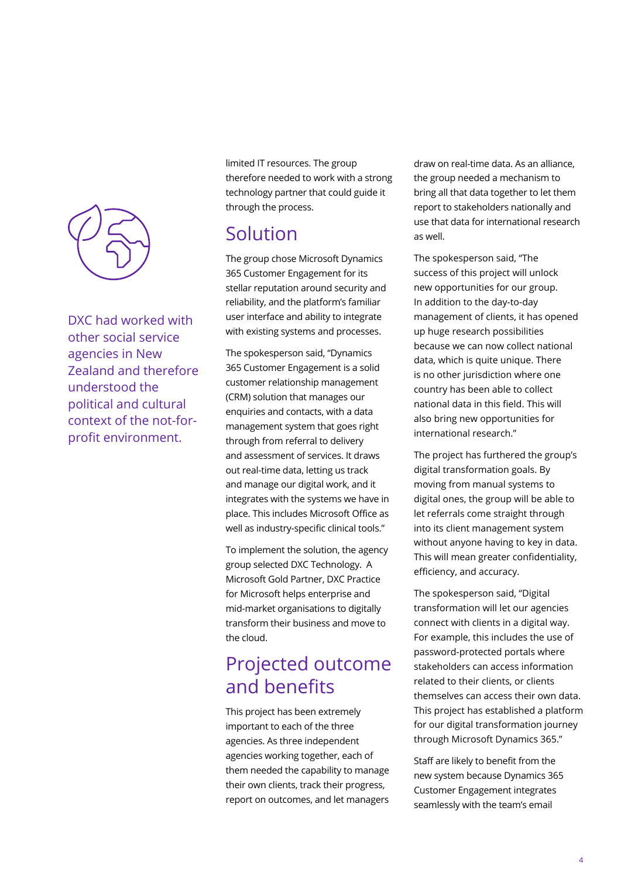DXC had worked with other social service agencies in New Zealand and therefore understood the political and cultural context of the not-for-profit environment.

limited IT resources. The group therefore needed to work with a strong technology partner that could guide it through the process.

## Solution

The group chose Microsoft Dynamics 365 Customer Engagement for its stellar reputation around security and reliability, and the platform's familiar user interface and ability to integrate with existing systems and processes.

The spokesperson said, "Dynamics 365 Customer Engagement is a solid customer relationship management (CRM) solution that manages our enquiries and contacts, with a data management system that goes right through from referral to delivery and assessment of services. It draws out real-time data, letting us track and manage our digital work, and it integrates with the systems we have in place. This includes Microsoft Office as well as industry-specific clinical tools."

To implement the solution, the agency group selected DXC Technology. A Microsoft Gold Partner, DXC Practice for Microsoft helps enterprise and mid-market organisations to digitally transform their business and move to the cloud.

## Projected outcome and benefits

This project has been extremely important to each of the three agencies. As three independent agencies working together, each of them needed the capability to manage their own clients, track their progress, report on outcomes, and let managers draw on real-time data. As an alliance, the group needed a mechanism to bring all that data together to let them report to stakeholders nationally and use that data for international research as well.

The spokesperson said, "The success of this project will unlock new opportunities for our group. In addition to the day-to-day management of clients, it has opened up huge research possibilities because we can now collect national data, which is quite unique. There is no other jurisdiction where one country has been able to collect national data in this field. This will also bring new opportunities for international research."

The project has furthered the group's digital transformation goals. By moving from manual systems to digital ones, the group will be able to let referrals come straight through into its client management system without anyone having to key in data. This will mean greater confidentiality, efficiency, and accuracy.

The spokesperson said, "Digital transformation will let our agencies connect with clients in a digital way. For example, this includes the use of password-protected portals where stakeholders can access information related to their clients, or clients themselves can access their own data. This project has established a platform for our digital transformation journey through Microsoft Dynamics 365."

Staff are likely to benefit from the new system because Dynamics 365 Customer Engagement integrates seamlessly with the team's email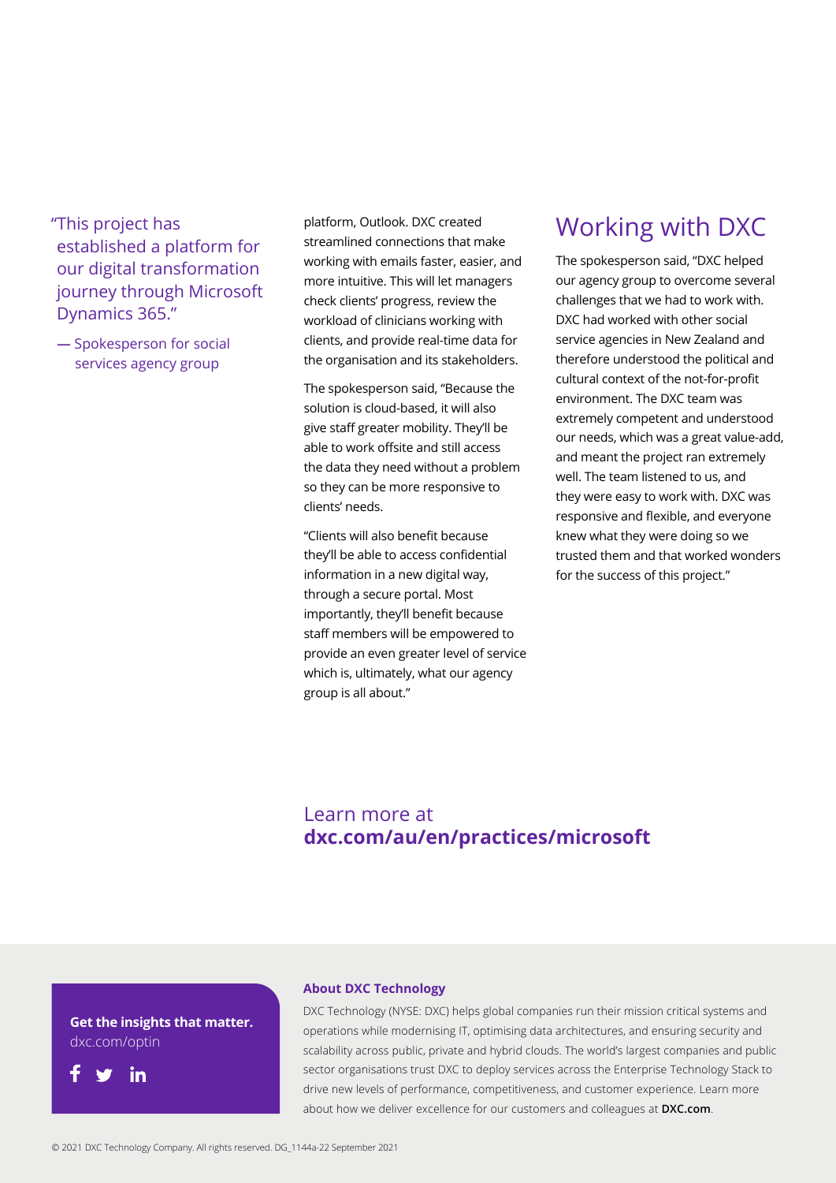> "This project has established a platform for our digital transformation journey through Microsoft Dynamics 365."
>
> — Spokesperson for social services agency group

platform, Outlook. DXC created streamlined connections that make working with emails faster, easier, and more intuitive. This will let managers check clients' progress, review the workload of clinicians working with clients, and provide real-time data for the organisation and its stakeholders.

The spokesperson said, "Because the solution is cloud-based, it will also give staff greater mobility. They'll be able to work offsite and still access the data they need without a problem so they can be more responsive to clients' needs.

"Clients will also benefit because they'll be able to access confidential information in a new digital way, through a secure portal. Most importantly, they'll benefit because staff members will be empowered to provide an even greater level of service which is, ultimately, what our agency group is all about."

## Working with DXC

The spokesperson said, "DXC helped our agency group to overcome several challenges that we had to work with. DXC had worked with other social service agencies in New Zealand and therefore understood the political and cultural context of the not-for-profit environment. The DXC team was extremely competent and understood our needs, which was a great value-add, and meant the project ran extremely well. The team listened to us, and they were easy to work with. DXC was responsive and flexible, and everyone knew what they were doing so we trusted them and that worked wonders for the success of this project."

Learn more at
**dxc.com/au/en/practices/microsoft**

**Get the insights that matter.**
dxc.com/optin

**About DXC Technology**

DXC Technology (NYSE: DXC) helps global companies run their mission critical systems and operations while modernising IT, optimising data architectures, and ensuring security and scalability across public, private and hybrid clouds. The world's largest companies and public sector organisations trust DXC to deploy services across the Enterprise Technology Stack to drive new levels of performance, competitiveness, and customer experience. Learn more about how we deliver excellence for our customers and colleagues at **DXC.com**.

© 2021 DXC Technology Company. All rights reserved. DG_1144a-22 September 2021